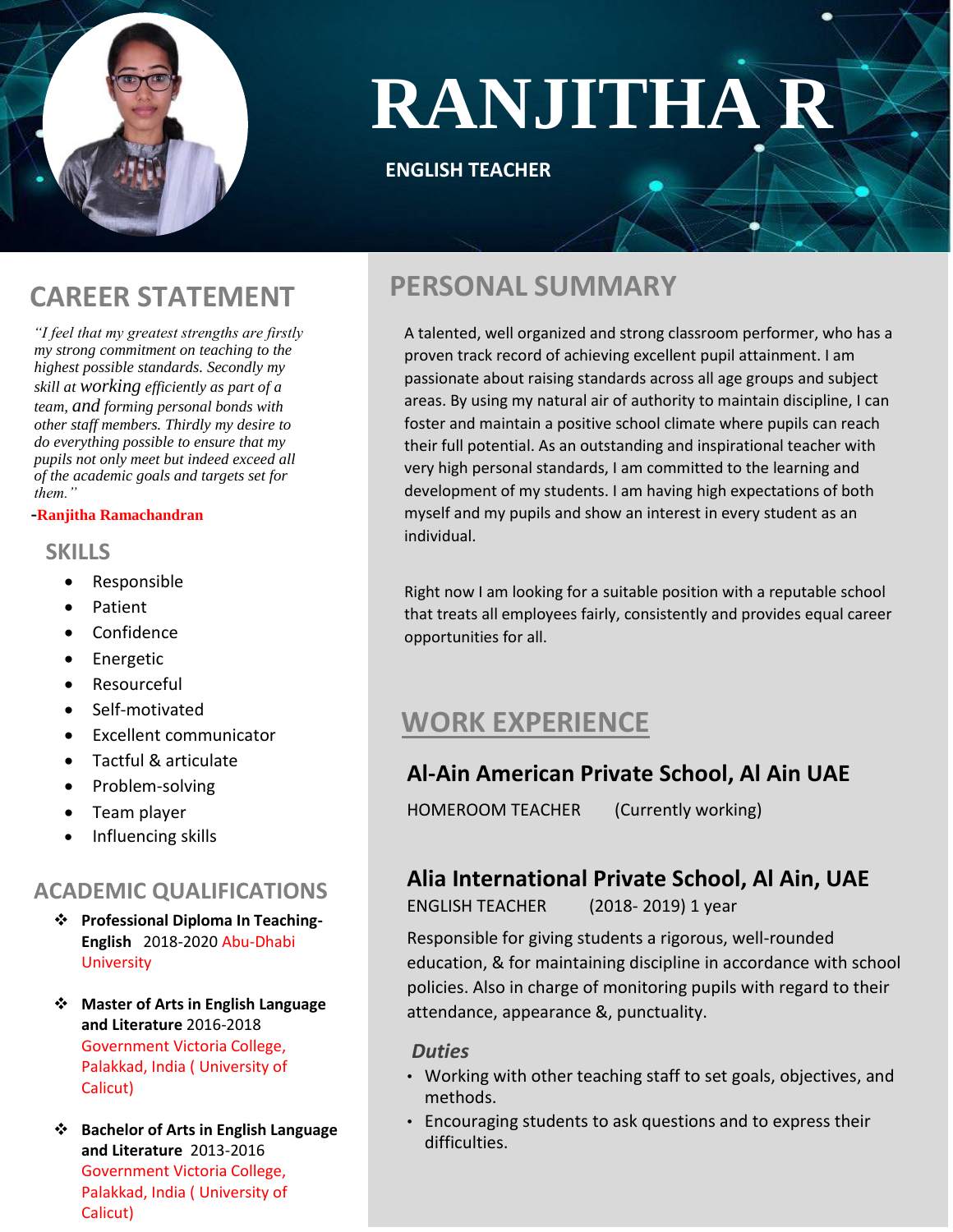# RANJITHA R

**ENGLISH TEACHER**

## CAREER STATEMENT

*"I feel that my greatest strengths are firstly my strong commitment on teaching to the highest possible standards. Secondly my skill at working efficiently as part of a team, and forming personal bonds with other staff members. Thirdly my desire to do everything possible to ensure that my pupils not only meet but indeed exceed all of the academic goals and targets set for them."*

**-Ranjitha Ramachandran**

### SKILLS

- Responsible
- Patient
- Confidence
- Energetic
- Resourceful
- Self-motivated
- Excellent communicator
- Tactful & articulate
- Problem-solving
- Team player
- Influencing skills

## ACADEMIC QUALIFICATIONS

- **Professional Diploma In Teaching-English** 2018-2020 Abu-Dhabi University
- **Master of Arts in English Language and Literature** 2016-2018 Government Victoria College, Palakkad, India ( University of Calicut)
- **Bachelor of Arts in English Language and Literature** 2013-2016 Government Victoria College, Palakkad, India ( University of Calicut)

## PERSONAL SUMMARY

A talented, well organized and strong classroom performer, who has a proven track record of achieving excellent pupil attainment. I am passionate about raising standards across all age groups and subject areas. By using my natural air of authority to maintain discipline, I can foster and maintain a positive school climate where pupils can reach their full potential. As an outstanding and inspirational teacher with very high personal standards, I am committed to the learning and development of my students. I am having high expectations of both myself and my pupils and show an interest in every student as an individual.

Right now I am looking for a suitable position with a reputable school that treats all employees fairly, consistently and provides equal career opportunities for all.

## WORK EXPERIENCE

### Al-Ain American Private School, Al Ain UAE

HOMEROOM TEACHER (Currently working)

### Alia International Private School, Al Ain, UAE

ENGLISH TEACHER (2018- 2019) 1 year

Responsible for giving students a rigorous, well-rounded education, & for maintaining discipline in accordance with school policies. Also in charge of monitoring pupils with regard to their attendance, appearance &, punctuality.

***Duties***

- Working with other teaching staff to set goals, objectives, and methods.
- Encouraging students to ask questions and to express their difficulties.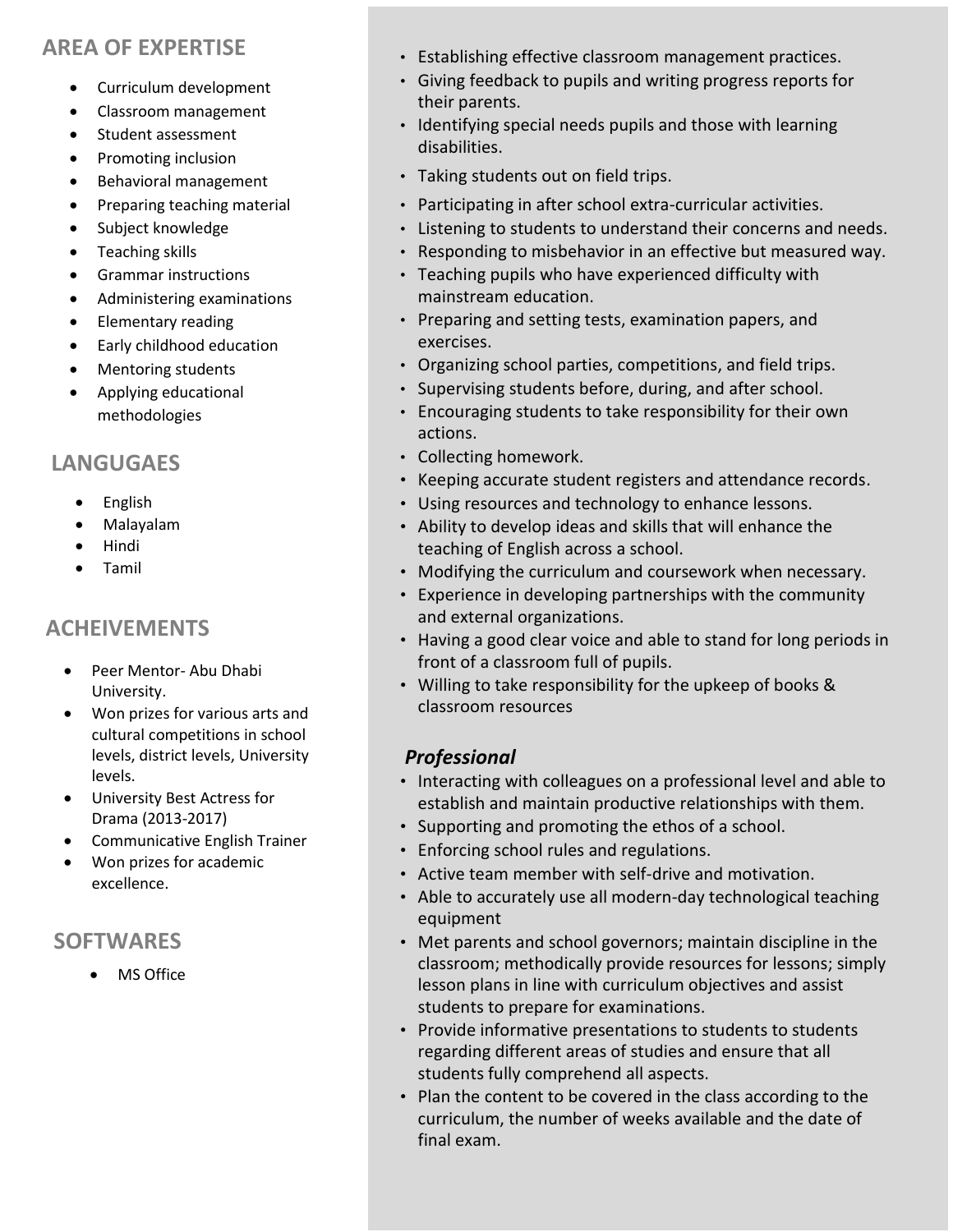## AREA OF EXPERTISE

- Curriculum development
- Classroom management
- Student assessment
- Promoting inclusion
- Behavioral management
- Preparing teaching material
- Subject knowledge
- Teaching skills
- Grammar instructions
- Administering examinations
- Elementary reading
- Early childhood education
- Mentoring students
- Applying educational methodologies

## LANGUGAES

- English
- Malayalam
- Hindi
- Tamil

## ACHEIVEMENTS

- Peer Mentor- Abu Dhabi University.
- Won prizes for various arts and cultural competitions in school levels, district levels, University levels.
- University Best Actress for Drama (2013-2017)
- Communicative English Trainer
- Won prizes for academic excellence.

## SOFTWARES

- MS Office

- Establishing effective classroom management practices.
- Giving feedback to pupils and writing progress reports for their parents.
- Identifying special needs pupils and those with learning disabilities.
- Taking students out on field trips.
- Participating in after school extra-curricular activities.
- Listening to students to understand their concerns and needs.
- Responding to misbehavior in an effective but measured way.
- Teaching pupils who have experienced difficulty with mainstream education.
- Preparing and setting tests, examination papers, and exercises.
- Organizing school parties, competitions, and field trips.
- Supervising students before, during, and after school.
- Encouraging students to take responsibility for their own actions.
- Collecting homework.
- Keeping accurate student registers and attendance records.
- Using resources and technology to enhance lessons.
- Ability to develop ideas and skills that will enhance the teaching of English across a school.
- Modifying the curriculum and coursework when necessary.
- Experience in developing partnerships with the community and external organizations.
- Having a good clear voice and able to stand for long periods in front of a classroom full of pupils.
- Willing to take responsibility for the upkeep of books & classroom resources

### *Professional*

- Interacting with colleagues on a professional level and able to establish and maintain productive relationships with them.
- Supporting and promoting the ethos of a school.
- Enforcing school rules and regulations.
- Active team member with self-drive and motivation.
- Able to accurately use all modern-day technological teaching equipment
- Met parents and school governors; maintain discipline in the classroom; methodically provide resources for lessons; simply lesson plans in line with curriculum objectives and assist students to prepare for examinations.
- Provide informative presentations to students to students regarding different areas of studies and ensure that all students fully comprehend all aspects.
- Plan the content to be covered in the class according to the curriculum, the number of weeks available and the date of final exam.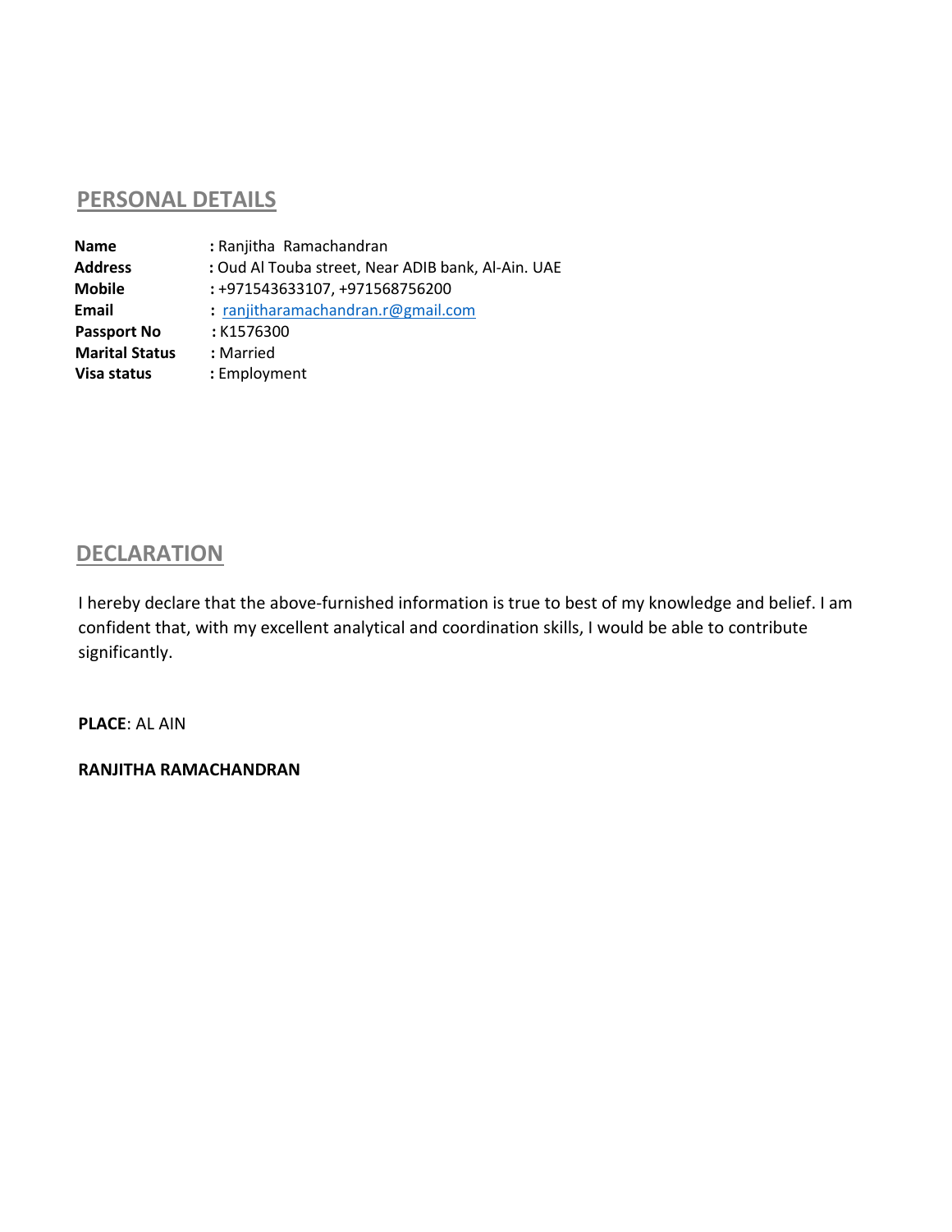## PERSONAL DETAILS

| | |
|---|---|
| **Name** | : Ranjitha Ramachandran |
| **Address** | : Oud Al Touba street, Near ADIB bank, Al-Ain. UAE |
| **Mobile** | : +971543633107, +971568756200 |
| **Email** | : ranjitharamachandran.r@gmail.com |
| **Passport No** | : K1576300 |
| **Marital Status** | : Married |
| **Visa status** | : Employment |

## DECLARATION

I hereby declare that the above-furnished information is true to best of my knowledge and belief. I am confident that, with my excellent analytical and coordination skills, I would be able to contribute significantly.

**PLACE**: AL AIN

**RANJITHA RAMACHANDRAN**